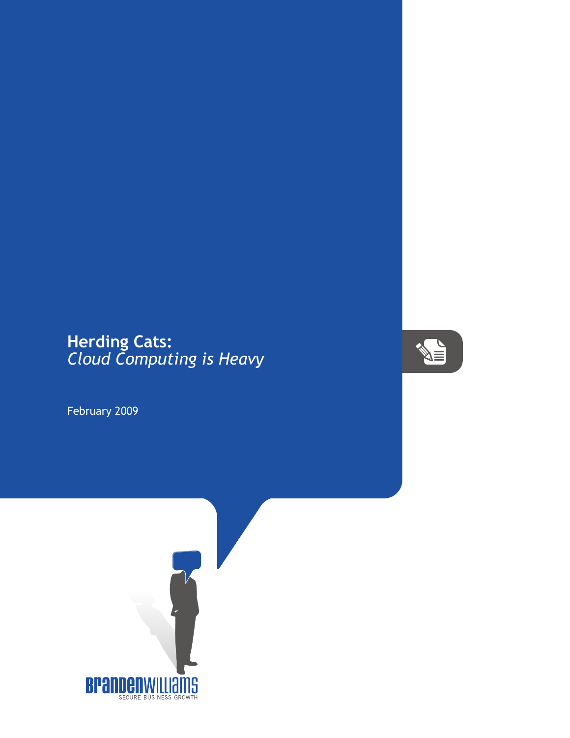# Herding Cats:
*Cloud Computing is Heavy*

February 2009

BRANDENWILLIAMS
SECURE BUSINESS GROWTH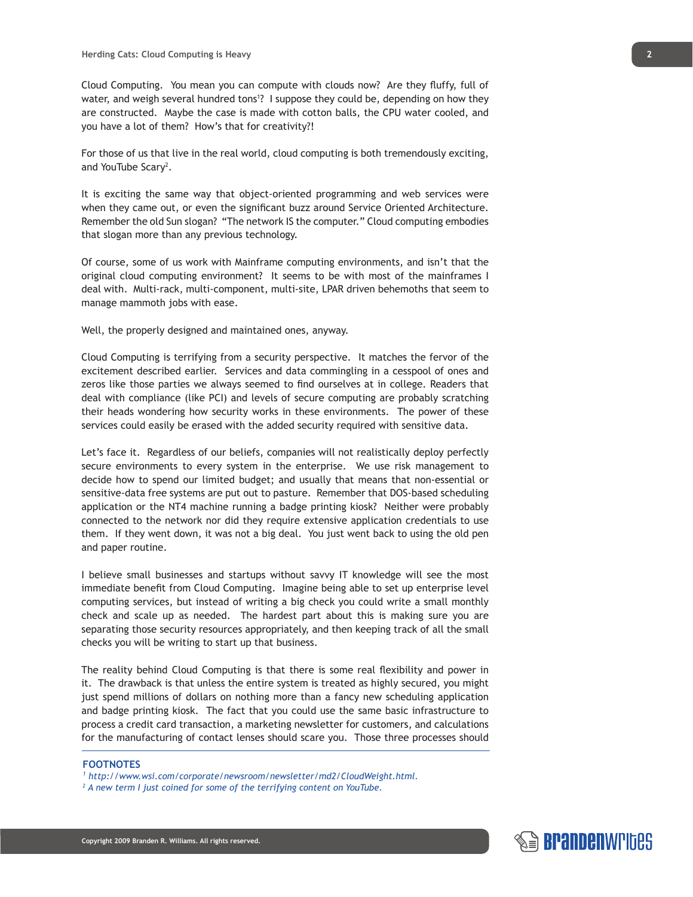Cloud Computing. You mean you can compute with clouds now? Are they fluffy, full of water, and weigh several hundred tons[1]? I suppose they could be, depending on how they are constructed. Maybe the case is made with cotton balls, the CPU water cooled, and you have a lot of them? How's that for creativity?!

For those of us that live in the real world, cloud computing is both tremendously exciting, and YouTube Scary[2].

It is exciting the same way that object-oriented programming and web services were when they came out, or even the significant buzz around Service Oriented Architecture. Remember the old Sun slogan? "The network IS the computer." Cloud computing embodies that slogan more than any previous technology.

Of course, some of us work with Mainframe computing environments, and isn't that the original cloud computing environment? It seems to be with most of the mainframes I deal with. Multi-rack, multi-component, multi-site, LPAR driven behemoths that seem to manage mammoth jobs with ease.

Well, the properly designed and maintained ones, anyway.

Cloud Computing is terrifying from a security perspective. It matches the fervor of the excitement described earlier. Services and data commingling in a cesspool of ones and zeros like those parties we always seemed to find ourselves at in college. Readers that deal with compliance (like PCI) and levels of secure computing are probably scratching their heads wondering how security works in these environments. The power of these services could easily be erased with the added security required with sensitive data.

Let's face it. Regardless of our beliefs, companies will not realistically deploy perfectly secure environments to every system in the enterprise. We use risk management to decide how to spend our limited budget; and usually that means that non-essential or sensitive-data free systems are put out to pasture. Remember that DOS-based scheduling application or the NT4 machine running a badge printing kiosk? Neither were probably connected to the network nor did they require extensive application credentials to use them. If they went down, it was not a big deal. You just went back to using the old pen and paper routine.

I believe small businesses and startups without savvy IT knowledge will see the most immediate benefit from Cloud Computing. Imagine being able to set up enterprise level computing services, but instead of writing a big check you could write a small monthly check and scale up as needed. The hardest part about this is making sure you are separating those security resources appropriately, and then keeping track of all the small checks you will be writing to start up that business.

The reality behind Cloud Computing is that there is some real flexibility and power in it. The drawback is that unless the entire system is treated as highly secured, you might just spend millions of dollars on nothing more than a fancy new scheduling application and badge printing kiosk. The fact that you could use the same basic infrastructure to process a credit card transaction, a marketing newsletter for customers, and calculations for the manufacturing of contact lenses should scare you. Those three processes should

**FOOTNOTES**

[1] *http://www.wsi.com/corporate/newsroom/newsletter/md2/CloudWeight.html.*

[2] *A new term I just coined for some of the terrifying content on YouTube.*

Copyright 2009 Branden R. Williams. All rights reserved.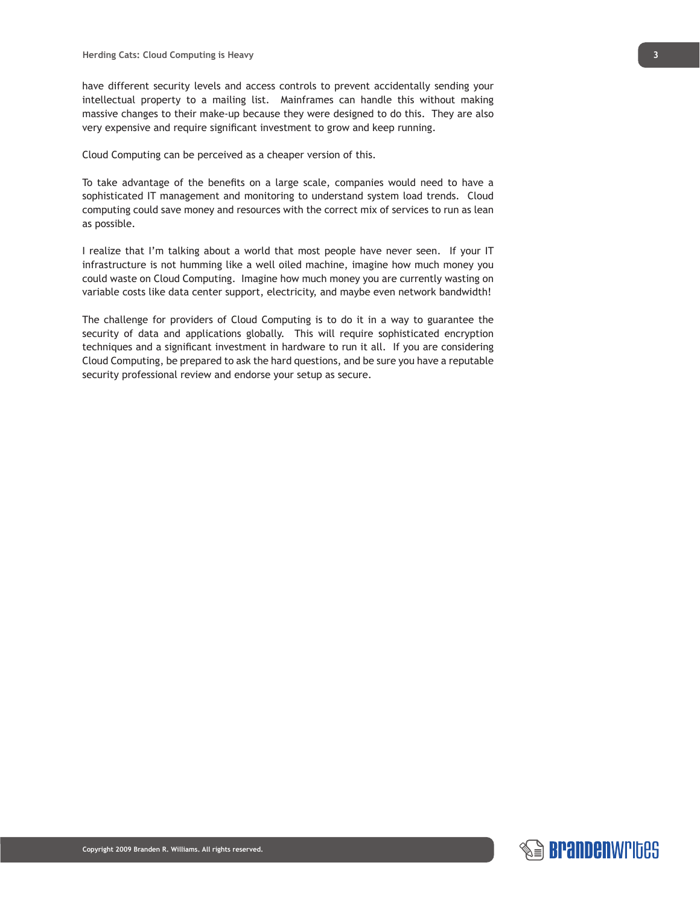have different security levels and access controls to prevent accidentally sending your intellectual property to a mailing list. Mainframes can handle this without making massive changes to their make-up because they were designed to do this. They are also very expensive and require significant investment to grow and keep running.

Cloud Computing can be perceived as a cheaper version of this.

To take advantage of the benefits on a large scale, companies would need to have a sophisticated IT management and monitoring to understand system load trends. Cloud computing could save money and resources with the correct mix of services to run as lean as possible.

I realize that I'm talking about a world that most people have never seen. If your IT infrastructure is not humming like a well oiled machine, imagine how much money you could waste on Cloud Computing. Imagine how much money you are currently wasting on variable costs like data center support, electricity, and maybe even network bandwidth!

The challenge for providers of Cloud Computing is to do it in a way to guarantee the security of data and applications globally. This will require sophisticated encryption techniques and a significant investment in hardware to run it all. If you are considering Cloud Computing, be prepared to ask the hard questions, and be sure you have a reputable security professional review and endorse your setup as secure.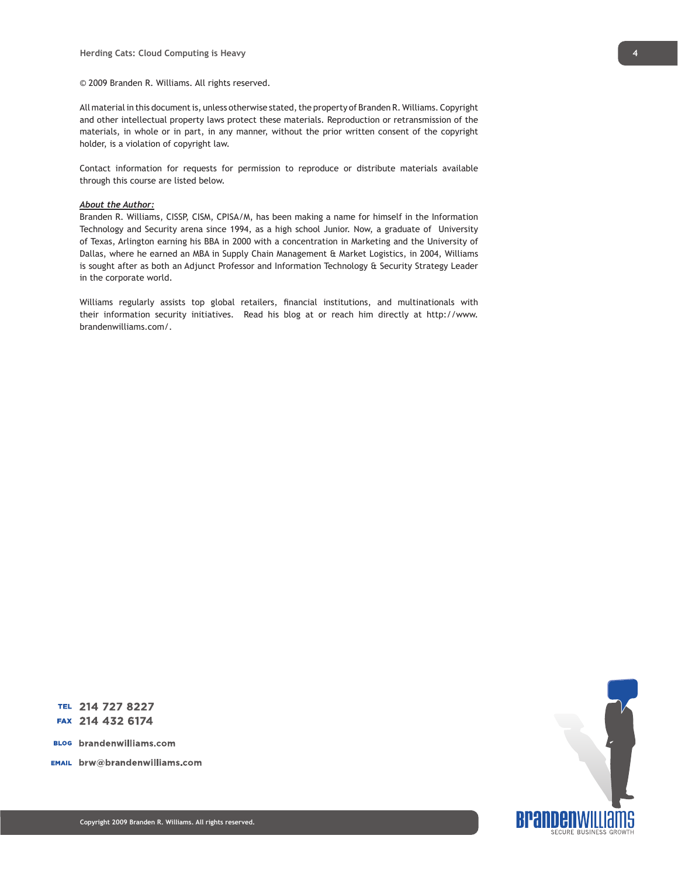© 2009 Branden R. Williams. All rights reserved.

All material in this document is, unless otherwise stated, the property of Branden R. Williams. Copyright and other intellectual property laws protect these materials. Reproduction or retransmission of the materials, in whole or in part, in any manner, without the prior written consent of the copyright holder, is a violation of copyright law.

Contact information for requests for permission to reproduce or distribute materials available through this course are listed below.

***About the Author:***

Branden R. Williams, CISSP, CISM, CPISA/M, has been making a name for himself in the Information Technology and Security arena since 1994, as a high school Junior. Now, a graduate of University of Texas, Arlington earning his BBA in 2000 with a concentration in Marketing and the University of Dallas, where he earned an MBA in Supply Chain Management & Market Logistics, in 2004, Williams is sought after as both an Adjunct Professor and Information Technology & Security Strategy Leader in the corporate world.

Williams regularly assists top global retailers, financial institutions, and multinationals with their information security initiatives. Read his blog at or reach him directly at http://www.brandenwilliams.com/.

**TEL** 214 727 8227
**FAX** 214 432 6174

**BLOG** brandenwilliams.com

**EMAIL** brw@brandenwilliams.com

BrandenWilliams
SECURE BUSINESS GROWTH